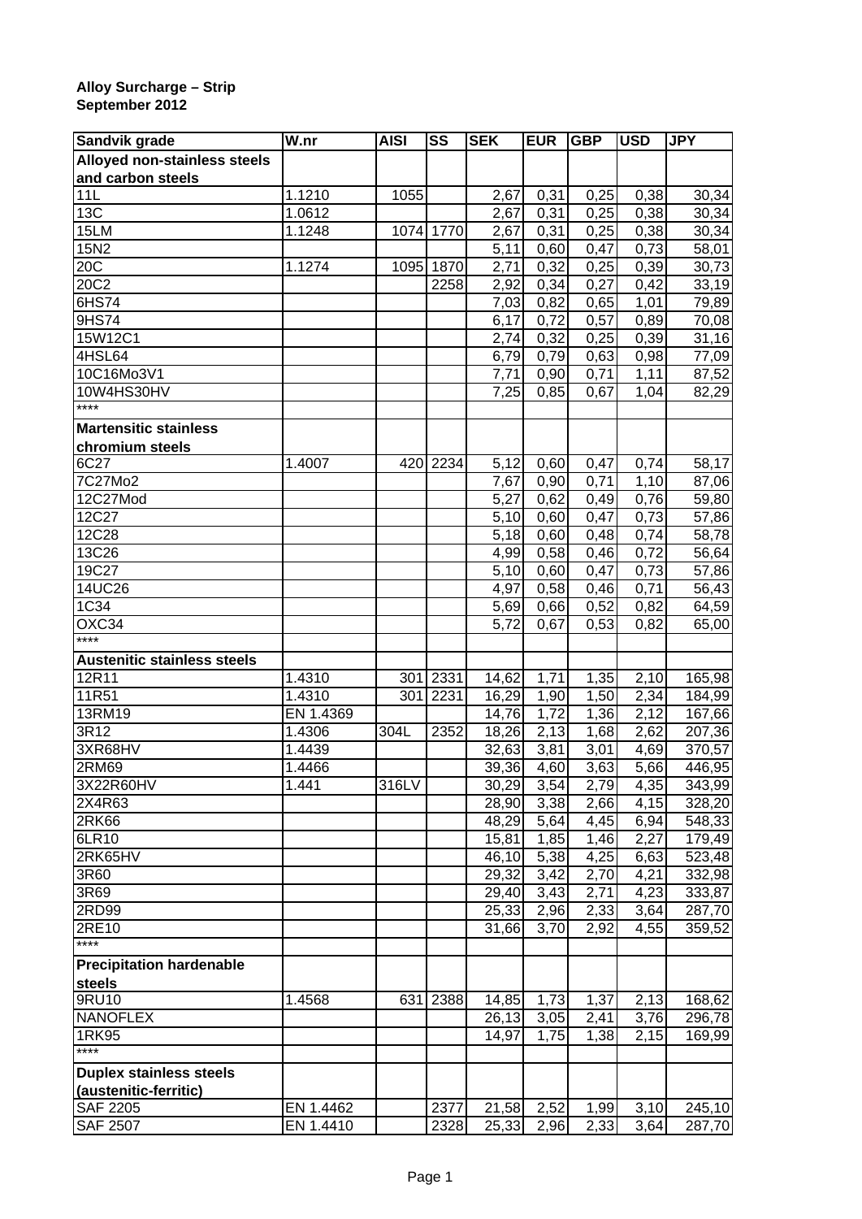**Alloy Surcharge – Strip**
**September 2012**

| Sandvik grade | W.nr | AISI | SS | SEK | EUR | GBP | USD | JPY |
|---|---|---|---|---|---|---|---|---|
| **Alloyed non-stainless steels and carbon steels** | | | | | | | | |
| 11L | 1.1210 | 1055 | | 2,67 | 0,31 | 0,25 | 0,38 | 30,34 |
| 13C | 1.0612 | | | 2,67 | 0,31 | 0,25 | 0,38 | 30,34 |
| 15LM | 1.1248 | 1074 | 1770 | 2,67 | 0,31 | 0,25 | 0,38 | 30,34 |
| 15N2 | | | | 5,11 | 0,60 | 0,47 | 0,73 | 58,01 |
| 20C | 1.1274 | 1095 | 1870 | 2,71 | 0,32 | 0,25 | 0,39 | 30,73 |
| 20C2 | | | 2258 | 2,92 | 0,34 | 0,27 | 0,42 | 33,19 |
| 6HS74 | | | | 7,03 | 0,82 | 0,65 | 1,01 | 79,89 |
| 9HS74 | | | | 6,17 | 0,72 | 0,57 | 0,89 | 70,08 |
| 15W12C1 | | | | 2,74 | 0,32 | 0,25 | 0,39 | 31,16 |
| 4HSL64 | | | | 6,79 | 0,79 | 0,63 | 0,98 | 77,09 |
| 10C16Mo3V1 | | | | 7,71 | 0,90 | 0,71 | 1,11 | 87,52 |
| 10W4HS30HV | | | | 7,25 | 0,85 | 0,67 | 1,04 | 82,29 |
| **** | | | | | | | | |
| **Martensitic stainless chromium steels** | | | | | | | | |
| 6C27 | 1.4007 | 420 | 2234 | 5,12 | 0,60 | 0,47 | 0,74 | 58,17 |
| 7C27Mo2 | | | | 7,67 | 0,90 | 0,71 | 1,10 | 87,06 |
| 12C27Mod | | | | 5,27 | 0,62 | 0,49 | 0,76 | 59,80 |
| 12C27 | | | | 5,10 | 0,60 | 0,47 | 0,73 | 57,86 |
| 12C28 | | | | 5,18 | 0,60 | 0,48 | 0,74 | 58,78 |
| 13C26 | | | | 4,99 | 0,58 | 0,46 | 0,72 | 56,64 |
| 19C27 | | | | 5,10 | 0,60 | 0,47 | 0,73 | 57,86 |
| 14UC26 | | | | 4,97 | 0,58 | 0,46 | 0,71 | 56,43 |
| 1C34 | | | | 5,69 | 0,66 | 0,52 | 0,82 | 64,59 |
| OXC34 | | | | 5,72 | 0,67 | 0,53 | 0,82 | 65,00 |
| **** | | | | | | | | |
| **Austenitic stainless steels** | | | | | | | | |
| 12R11 | 1.4310 | 301 | 2331 | 14,62 | 1,71 | 1,35 | 2,10 | 165,98 |
| 11R51 | 1.4310 | 301 | 2231 | 16,29 | 1,90 | 1,50 | 2,34 | 184,99 |
| 13RM19 | EN 1.4369 | | | 14,76 | 1,72 | 1,36 | 2,12 | 167,66 |
| 3R12 | 1.4306 | 304L | 2352 | 18,26 | 2,13 | 1,68 | 2,62 | 207,36 |
| 3XR68HV | 1.4439 | | | 32,63 | 3,81 | 3,01 | 4,69 | 370,57 |
| 2RM69 | 1.4466 | | | 39,36 | 4,60 | 3,63 | 5,66 | 446,95 |
| 3X22R60HV | 1.441 | 316LV | | 30,29 | 3,54 | 2,79 | 4,35 | 343,99 |
| 2X4R63 | | | | 28,90 | 3,38 | 2,66 | 4,15 | 328,20 |
| 2RK66 | | | | 48,29 | 5,64 | 4,45 | 6,94 | 548,33 |
| 6LR10 | | | | 15,81 | 1,85 | 1,46 | 2,27 | 179,49 |
| 2RK65HV | | | | 46,10 | 5,38 | 4,25 | 6,63 | 523,48 |
| 3R60 | | | | 29,32 | 3,42 | 2,70 | 4,21 | 332,98 |
| 3R69 | | | | 29,40 | 3,43 | 2,71 | 4,23 | 333,87 |
| 2RD99 | | | | 25,33 | 2,96 | 2,33 | 3,64 | 287,70 |
| 2RE10 | | | | 31,66 | 3,70 | 2,92 | 4,55 | 359,52 |
| **** | | | | | | | | |
| **Precipitation hardenable steels** | | | | | | | | |
| 9RU10 | 1.4568 | 631 | 2388 | 14,85 | 1,73 | 1,37 | 2,13 | 168,62 |
| NANOFLEX | | | | 26,13 | 3,05 | 2,41 | 3,76 | 296,78 |
| 1RK95 | | | | 14,97 | 1,75 | 1,38 | 2,15 | 169,99 |
| **** | | | | | | | | |
| **Duplex stainless steels (austenitic-ferritic)** | | | | | | | | |
| SAF 2205 | EN 1.4462 | | 2377 | 21,58 | 2,52 | 1,99 | 3,10 | 245,10 |
| SAF 2507 | EN 1.4410 | | 2328 | 25,33 | 2,96 | 2,33 | 3,64 | 287,70 |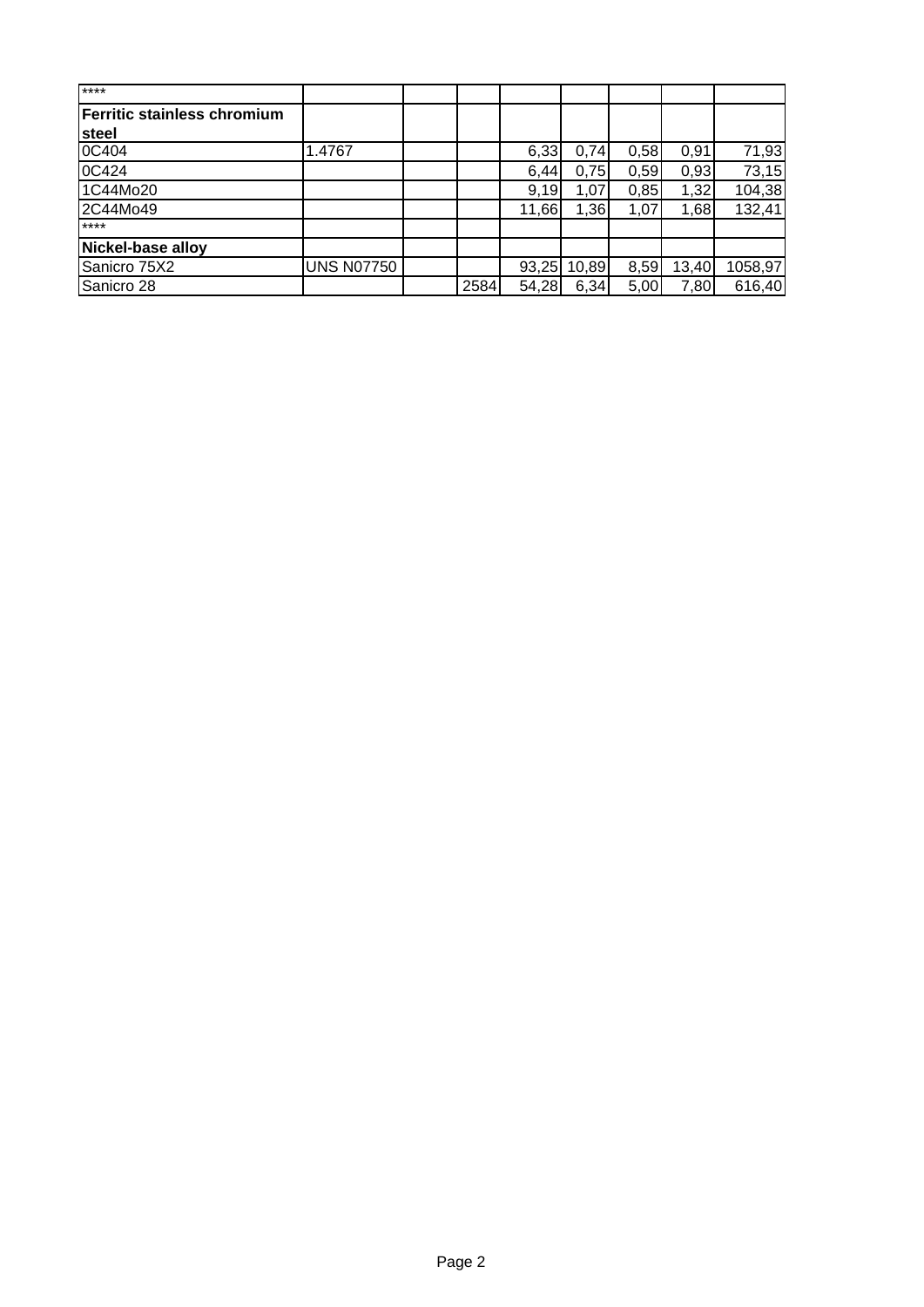| | | | | | | | | |
|---|---|---|---|---|---|---|---|---|
| **** | | | | | | | | |
| **Ferritic stainless chromium steel** | | | | | | | | |
| 0C404 | 1.4767 | | | 6,33 | 0,74 | 0,58 | 0,91 | 71,93 |
| 0C424 | | | | 6,44 | 0,75 | 0,59 | 0,93 | 73,15 |
| 1C44Mo20 | | | | 9,19 | 1,07 | 0,85 | 1,32 | 104,38 |
| 2C44Mo49 | | | | 11,66 | 1,36 | 1,07 | 1,68 | 132,41 |
| **** | | | | | | | | |
| **Nickel-base alloy** | | | | | | | | |
| Sanicro 75X2 | UNS N07750 | | | 93,25 | 10,89 | 8,59 | 13,40 | 1058,97 |
| Sanicro 28 | | | 2584 | 54,28 | 6,34 | 5,00 | 7,80 | 616,40 |